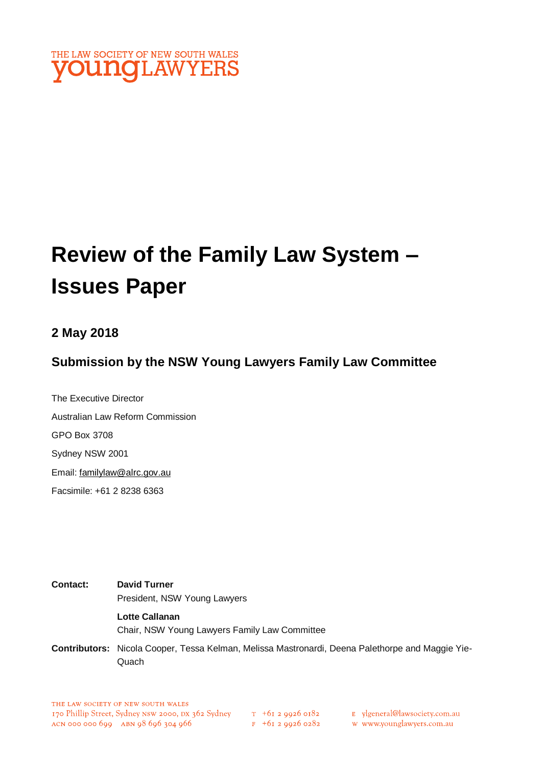THE LAW SOCIETY OF NEW SOUTH WALES
young LAWYERS

# Review of the Family Law System – Issues Paper

## 2 May 2018

### Submission by the NSW Young Lawyers Family Law Committee

The Executive Director

Australian Law Reform Commission

GPO Box 3708

Sydney NSW 2001

Email: familylaw@alrc.gov.au

Facsimile: +61 2 8238 6363

**Contact:** **David Turner**
President, NSW Young Lawyers

**Lotte Callanan**
Chair, NSW Young Lawyers Family Law Committee

**Contributors:** Nicola Cooper, Tessa Kelman, Melissa Mastronardi, Deena Palethorpe and Maggie Yie-Quach

THE LAW SOCIETY OF NEW SOUTH WALES
170 Phillip Street, Sydney NSW 2000, DX 362 Sydney
ACN 000 000 699 ABN 98 696 304 966

T +61 2 9926 0182
F +61 2 9926 0282

E ylgeneral@lawsociety.com.au
W www.younglawyers.com.au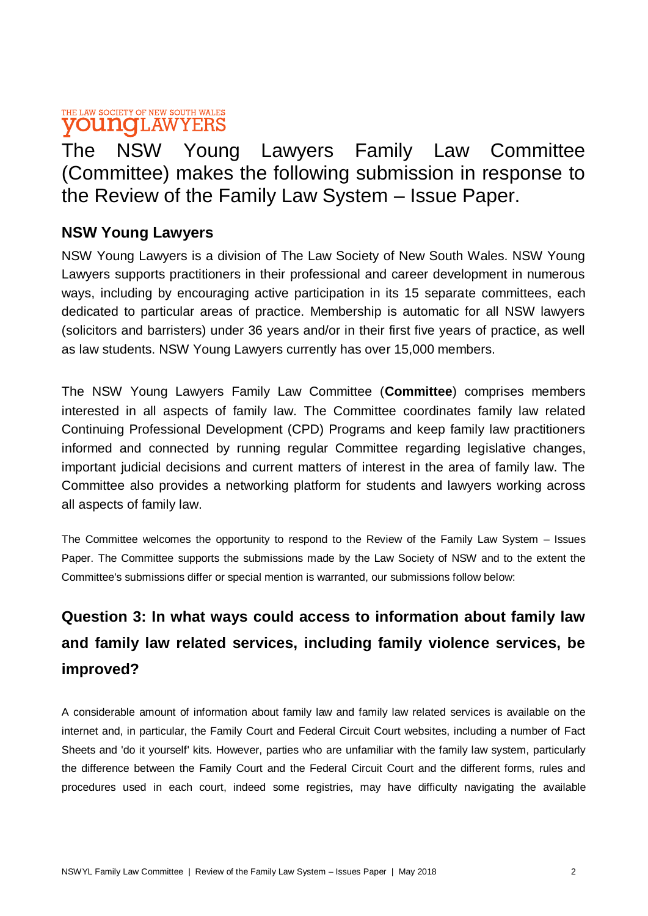THE LAW SOCIETY OF NEW SOUTH WALES
**young**LAWYERS

# The NSW Young Lawyers Family Law Committee (Committee) makes the following submission in response to the Review of the Family Law System – Issue Paper.

## NSW Young Lawyers

NSW Young Lawyers is a division of The Law Society of New South Wales. NSW Young Lawyers supports practitioners in their professional and career development in numerous ways, including by encouraging active participation in its 15 separate committees, each dedicated to particular areas of practice. Membership is automatic for all NSW lawyers (solicitors and barristers) under 36 years and/or in their first five years of practice, as well as law students. NSW Young Lawyers currently has over 15,000 members.

The NSW Young Lawyers Family Law Committee (**Committee**) comprises members interested in all aspects of family law. The Committee coordinates family law related Continuing Professional Development (CPD) Programs and keep family law practitioners informed and connected by running regular Committee regarding legislative changes, important judicial decisions and current matters of interest in the area of family law. The Committee also provides a networking platform for students and lawyers working across all aspects of family law.

The Committee welcomes the opportunity to respond to the Review of the Family Law System – Issues Paper. The Committee supports the submissions made by the Law Society of NSW and to the extent the Committee's submissions differ or special mention is warranted, our submissions follow below:

## Question 3: In what ways could access to information about family law and family law related services, including family violence services, be improved?

A considerable amount of information about family law and family law related services is available on the internet and, in particular, the Family Court and Federal Circuit Court websites, including a number of Fact Sheets and 'do it yourself' kits. However, parties who are unfamiliar with the family law system, particularly the difference between the Family Court and the Federal Circuit Court and the different forms, rules and procedures used in each court, indeed some registries, may have difficulty navigating the available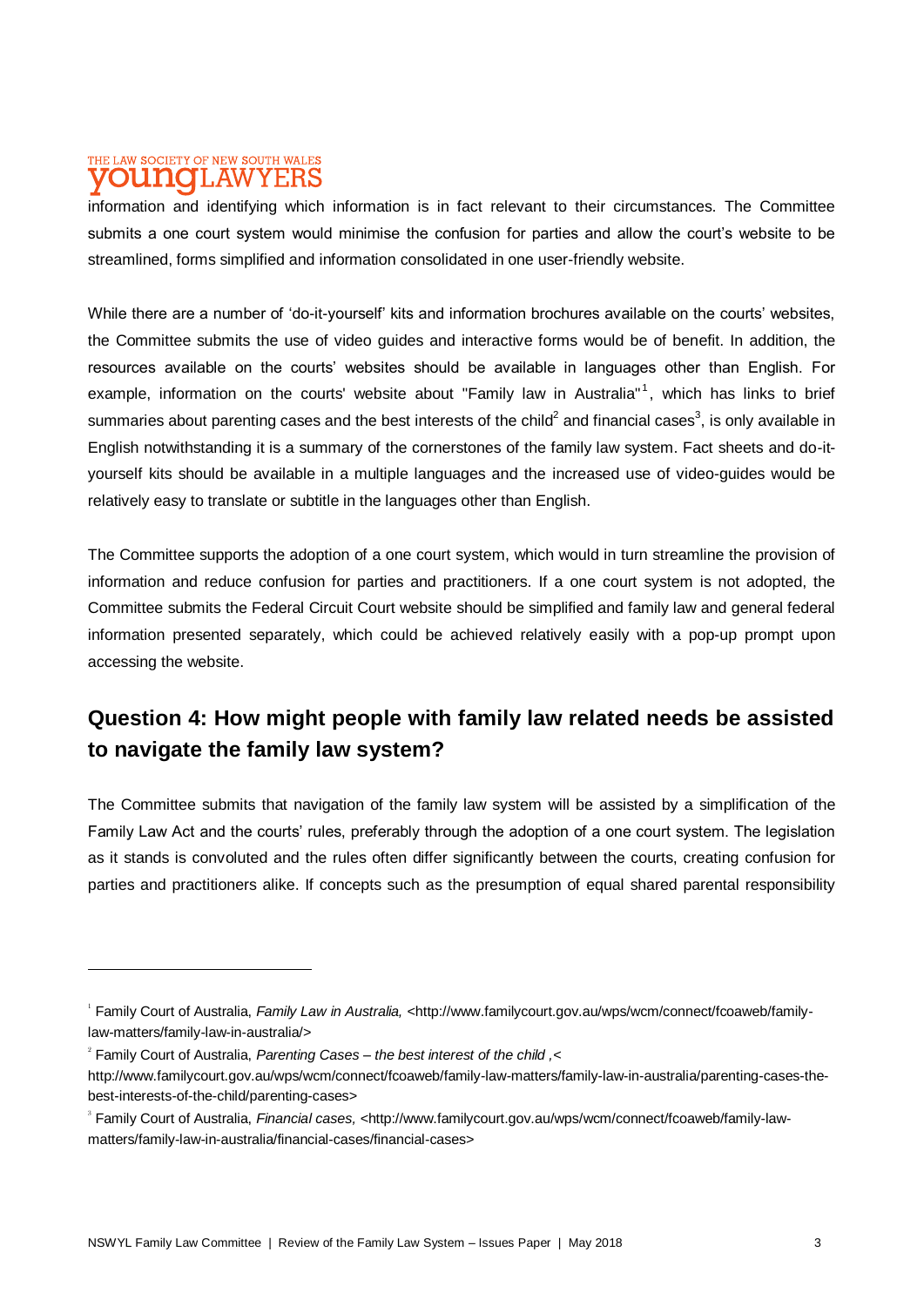information and identifying which information is in fact relevant to their circumstances. The Committee submits a one court system would minimise the confusion for parties and allow the court's website to be streamlined, forms simplified and information consolidated in one user-friendly website.

While there are a number of 'do-it-yourself' kits and information brochures available on the courts' websites, the Committee submits the use of video guides and interactive forms would be of benefit. In addition, the resources available on the courts' websites should be available in languages other than English. For example, information on the courts' website about "Family law in Australia"[1], which has links to brief summaries about parenting cases and the best interests of the child[2] and financial cases[3], is only available in English notwithstanding it is a summary of the cornerstones of the family law system. Fact sheets and do-it-yourself kits should be available in a multiple languages and the increased use of video-guides would be relatively easy to translate or subtitle in the languages other than English.

The Committee supports the adoption of a one court system, which would in turn streamline the provision of information and reduce confusion for parties and practitioners. If a one court system is not adopted, the Committee submits the Federal Circuit Court website should be simplified and family law and general federal information presented separately, which could be achieved relatively easily with a pop-up prompt upon accessing the website.

## Question 4: How might people with family law related needs be assisted to navigate the family law system?

The Committee submits that navigation of the family law system will be assisted by a simplification of the Family Law Act and the courts' rules, preferably through the adoption of a one court system. The legislation as it stands is convoluted and the rules often differ significantly between the courts, creating confusion for parties and practitioners alike. If concepts such as the presumption of equal shared parental responsibility

---

[1] Family Court of Australia, *Family Law in Australia,* <http://www.familycourt.gov.au/wps/wcm/connect/fcoaweb/family-law-matters/family-law-in-australia/>

[2] Family Court of Australia, *Parenting Cases – the best interest of the child ,*< http://www.familycourt.gov.au/wps/wcm/connect/fcoaweb/family-law-matters/family-law-in-australia/parenting-cases-the-best-interests-of-the-child/parenting-cases>

[3] Family Court of Australia, *Financial cases,* <http://www.familycourt.gov.au/wps/wcm/connect/fcoaweb/family-law-matters/family-law-in-australia/financial-cases/financial-cases>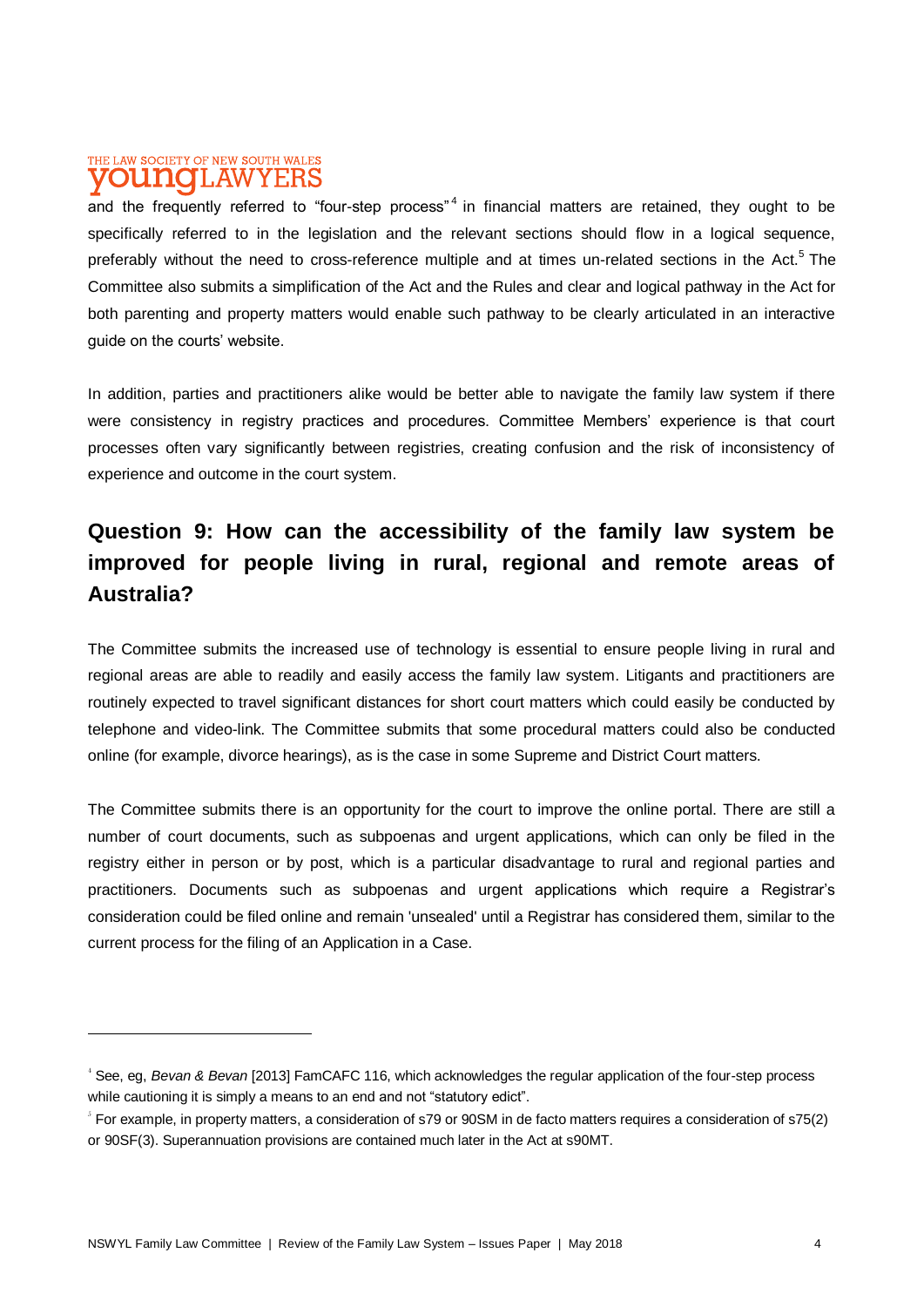and the frequently referred to "four-step process"[4] in financial matters are retained, they ought to be specifically referred to in the legislation and the relevant sections should flow in a logical sequence, preferably without the need to cross-reference multiple and at times un-related sections in the Act.[5] The Committee also submits a simplification of the Act and the Rules and clear and logical pathway in the Act for both parenting and property matters would enable such pathway to be clearly articulated in an interactive guide on the courts' website.

In addition, parties and practitioners alike would be better able to navigate the family law system if there were consistency in registry practices and procedures. Committee Members' experience is that court processes often vary significantly between registries, creating confusion and the risk of inconsistency of experience and outcome in the court system.

## Question 9: How can the accessibility of the family law system be improved for people living in rural, regional and remote areas of Australia?

The Committee submits the increased use of technology is essential to ensure people living in rural and regional areas are able to readily and easily access the family law system. Litigants and practitioners are routinely expected to travel significant distances for short court matters which could easily be conducted by telephone and video-link. The Committee submits that some procedural matters could also be conducted online (for example, divorce hearings), as is the case in some Supreme and District Court matters.

The Committee submits there is an opportunity for the court to improve the online portal. There are still a number of court documents, such as subpoenas and urgent applications, which can only be filed in the registry either in person or by post, which is a particular disadvantage to rural and regional parties and practitioners. Documents such as subpoenas and urgent applications which require a Registrar's consideration could be filed online and remain 'unsealed' until a Registrar has considered them, similar to the current process for the filing of an Application in a Case.

---

[4] See, eg, *Bevan & Bevan* [2013] FamCAFC 116, which acknowledges the regular application of the four-step process while cautioning it is simply a means to an end and not "statutory edict".

[5] For example, in property matters, a consideration of s79 or 90SM in de facto matters requires a consideration of s75(2) or 90SF(3). Superannuation provisions are contained much later in the Act at s90MT.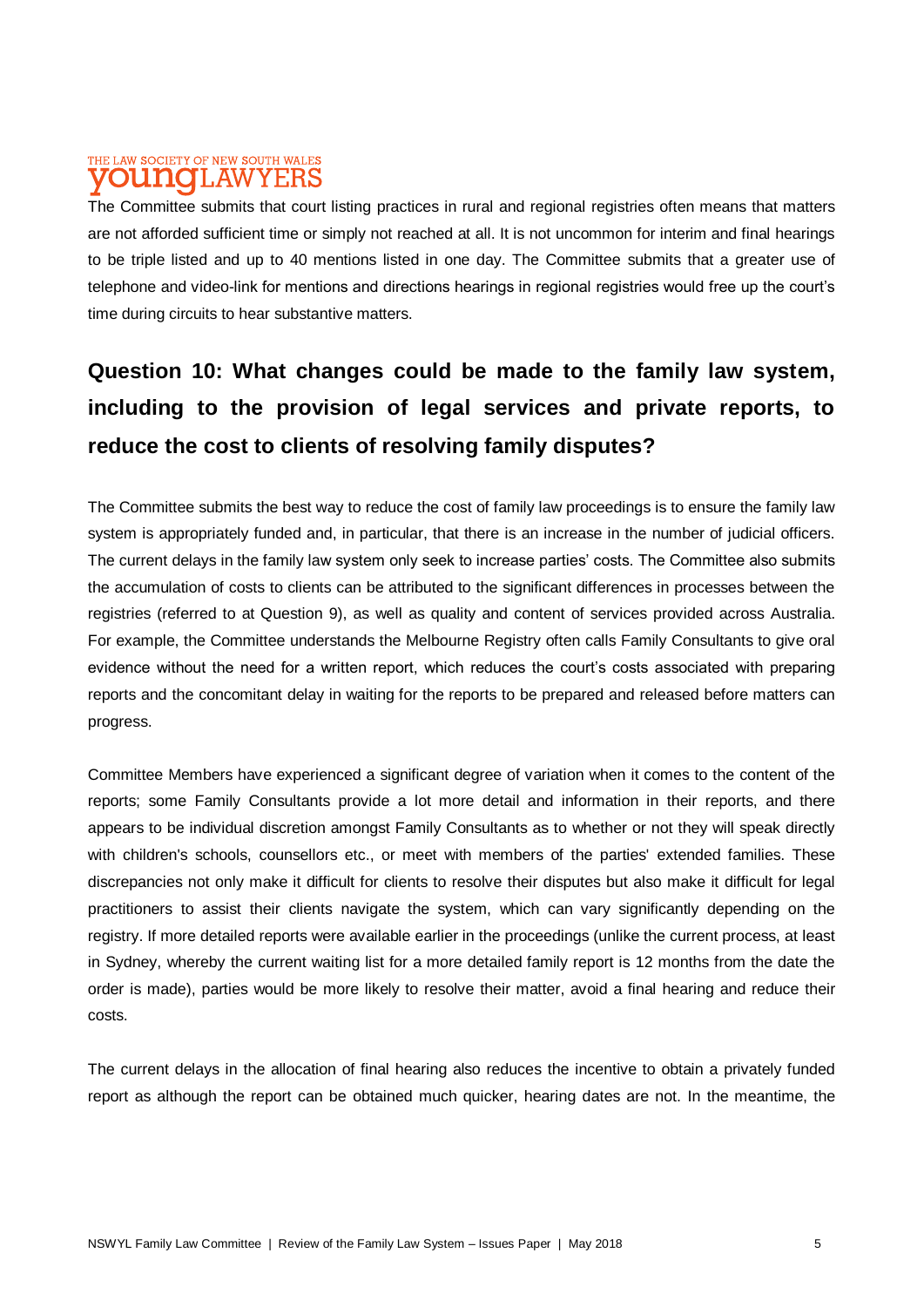The Committee submits that court listing practices in rural and regional registries often means that matters are not afforded sufficient time or simply not reached at all. It is not uncommon for interim and final hearings to be triple listed and up to 40 mentions listed in one day. The Committee submits that a greater use of telephone and video-link for mentions and directions hearings in regional registries would free up the court's time during circuits to hear substantive matters.

## Question 10: What changes could be made to the family law system, including to the provision of legal services and private reports, to reduce the cost to clients of resolving family disputes?

The Committee submits the best way to reduce the cost of family law proceedings is to ensure the family law system is appropriately funded and, in particular, that there is an increase in the number of judicial officers. The current delays in the family law system only seek to increase parties' costs. The Committee also submits the accumulation of costs to clients can be attributed to the significant differences in processes between the registries (referred to at Question 9), as well as quality and content of services provided across Australia. For example, the Committee understands the Melbourne Registry often calls Family Consultants to give oral evidence without the need for a written report, which reduces the court's costs associated with preparing reports and the concomitant delay in waiting for the reports to be prepared and released before matters can progress.

Committee Members have experienced a significant degree of variation when it comes to the content of the reports; some Family Consultants provide a lot more detail and information in their reports, and there appears to be individual discretion amongst Family Consultants as to whether or not they will speak directly with children's schools, counsellors etc., or meet with members of the parties' extended families. These discrepancies not only make it difficult for clients to resolve their disputes but also make it difficult for legal practitioners to assist their clients navigate the system, which can vary significantly depending on the registry. If more detailed reports were available earlier in the proceedings (unlike the current process, at least in Sydney, whereby the current waiting list for a more detailed family report is 12 months from the date the order is made), parties would be more likely to resolve their matter, avoid a final hearing and reduce their costs.

The current delays in the allocation of final hearing also reduces the incentive to obtain a privately funded report as although the report can be obtained much quicker, hearing dates are not. In the meantime, the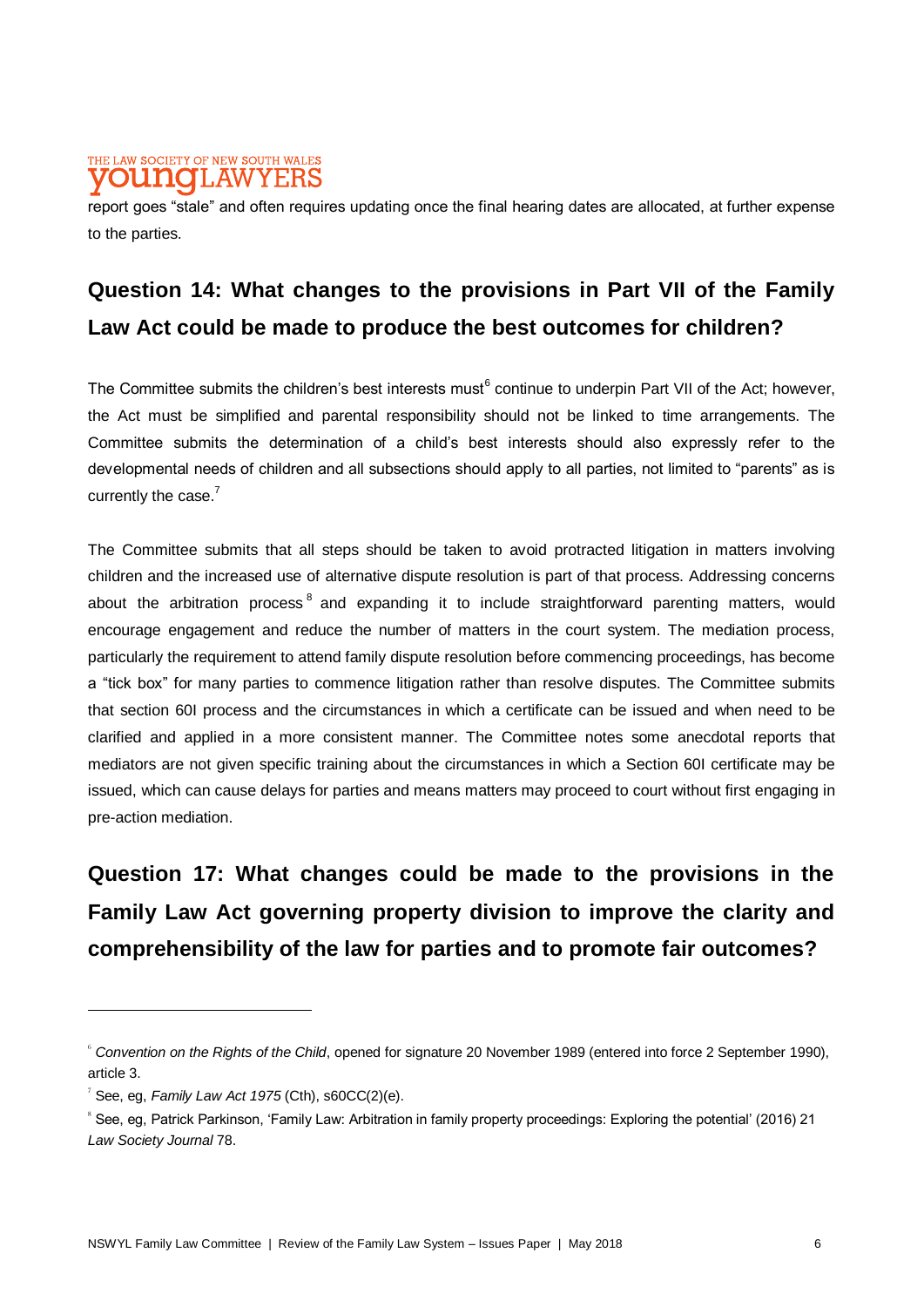report goes "stale" and often requires updating once the final hearing dates are allocated, at further expense to the parties.

## Question 14: What changes to the provisions in Part VII of the Family Law Act could be made to produce the best outcomes for children?

The Committee submits the children's best interests must[6] continue to underpin Part VII of the Act; however, the Act must be simplified and parental responsibility should not be linked to time arrangements. The Committee submits the determination of a child's best interests should also expressly refer to the developmental needs of children and all subsections should apply to all parties, not limited to "parents" as is currently the case.[7]

The Committee submits that all steps should be taken to avoid protracted litigation in matters involving children and the increased use of alternative dispute resolution is part of that process. Addressing concerns about the arbitration process[8] and expanding it to include straightforward parenting matters, would encourage engagement and reduce the number of matters in the court system. The mediation process, particularly the requirement to attend family dispute resolution before commencing proceedings, has become a "tick box" for many parties to commence litigation rather than resolve disputes. The Committee submits that section 60I process and the circumstances in which a certificate can be issued and when need to be clarified and applied in a more consistent manner. The Committee notes some anecdotal reports that mediators are not given specific training about the circumstances in which a Section 60I certificate may be issued, which can cause delays for parties and means matters may proceed to court without first engaging in pre-action mediation.

## Question 17: What changes could be made to the provisions in the Family Law Act governing property division to improve the clarity and comprehensibility of the law for parties and to promote fair outcomes?

---

[6] *Convention on the Rights of the Child*, opened for signature 20 November 1989 (entered into force 2 September 1990), article 3.

[7] See, eg, *Family Law Act 1975* (Cth), s60CC(2)(e).

[8] See, eg, Patrick Parkinson, 'Family Law: Arbitration in family property proceedings: Exploring the potential' (2016) 21 *Law Society Journal* 78.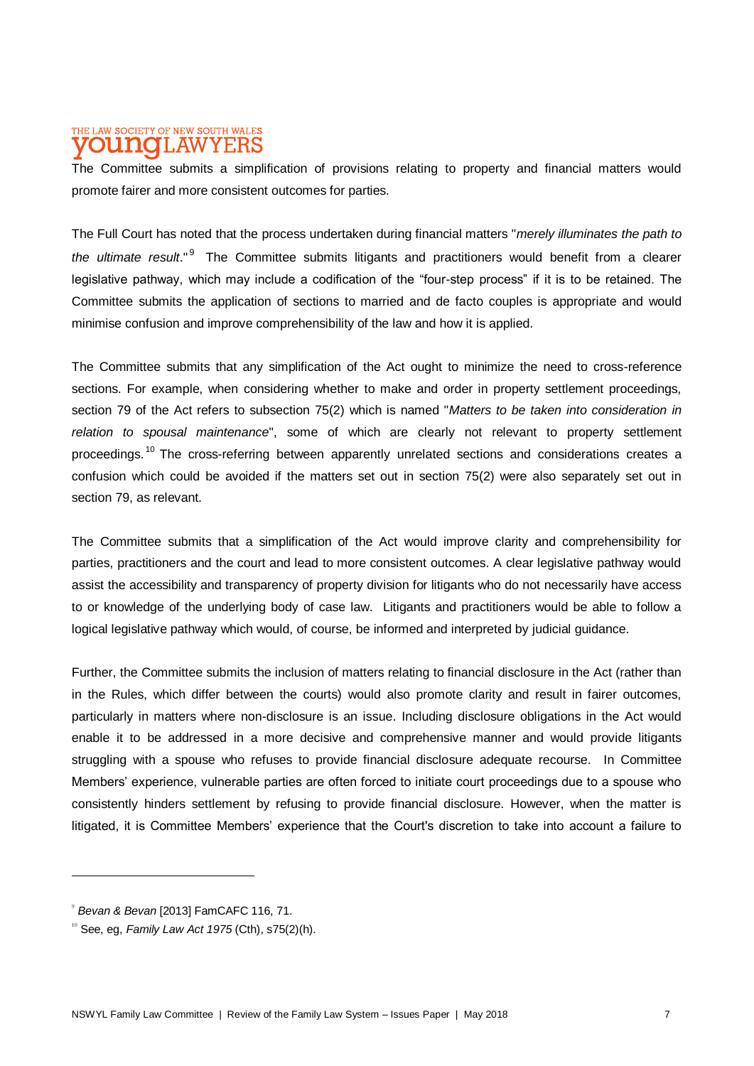The Committee submits a simplification of provisions relating to property and financial matters would promote fairer and more consistent outcomes for parties.

The Full Court has noted that the process undertaken during financial matters "*merely illuminates the path to the ultimate result*."[9] The Committee submits litigants and practitioners would benefit from a clearer legislative pathway, which may include a codification of the "four-step process" if it is to be retained. The Committee submits the application of sections to married and de facto couples is appropriate and would minimise confusion and improve comprehensibility of the law and how it is applied.

The Committee submits that any simplification of the Act ought to minimize the need to cross-reference sections. For example, when considering whether to make and order in property settlement proceedings, section 79 of the Act refers to subsection 75(2) which is named "*Matters to be taken into consideration in relation to spousal maintenance*", some of which are clearly not relevant to property settlement proceedings.[10] The cross-referring between apparently unrelated sections and considerations creates a confusion which could be avoided if the matters set out in section 75(2) were also separately set out in section 79, as relevant.

The Committee submits that a simplification of the Act would improve clarity and comprehensibility for parties, practitioners and the court and lead to more consistent outcomes. A clear legislative pathway would assist the accessibility and transparency of property division for litigants who do not necessarily have access to or knowledge of the underlying body of case law. Litigants and practitioners would be able to follow a logical legislative pathway which would, of course, be informed and interpreted by judicial guidance.

Further, the Committee submits the inclusion of matters relating to financial disclosure in the Act (rather than in the Rules, which differ between the courts) would also promote clarity and result in fairer outcomes, particularly in matters where non-disclosure is an issue. Including disclosure obligations in the Act would enable it to be addressed in a more decisive and comprehensive manner and would provide litigants struggling with a spouse who refuses to provide financial disclosure adequate recourse. In Committee Members' experience, vulnerable parties are often forced to initiate court proceedings due to a spouse who consistently hinders settlement by refusing to provide financial disclosure. However, when the matter is litigated, it is Committee Members' experience that the Court's discretion to take into account a failure to

---

[9] *Bevan & Bevan* [2013] FamCAFC 116, 71.

[10] See, eg, *Family Law Act 1975* (Cth), s75(2)(h).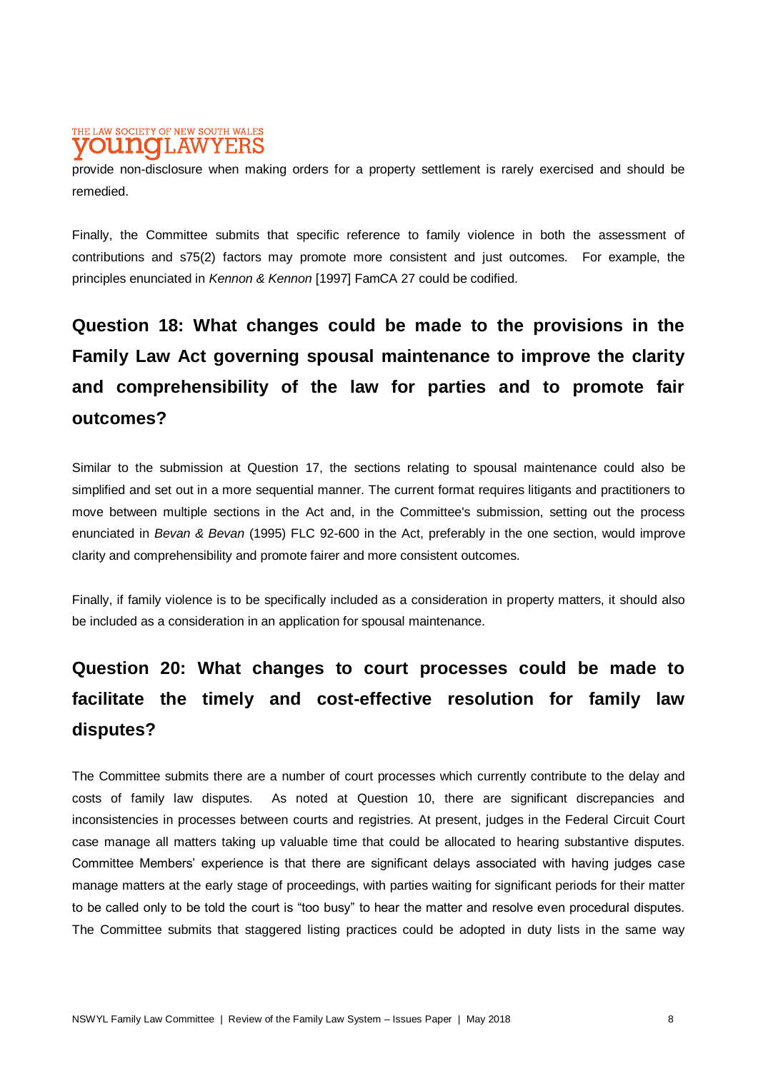provide non-disclosure when making orders for a property settlement is rarely exercised and should be remedied.

Finally, the Committee submits that specific reference to family violence in both the assessment of contributions and s75(2) factors may promote more consistent and just outcomes. For example, the principles enunciated in *Kennon & Kennon* [1997] FamCA 27 could be codified.

## Question 18: What changes could be made to the provisions in the Family Law Act governing spousal maintenance to improve the clarity and comprehensibility of the law for parties and to promote fair outcomes?

Similar to the submission at Question 17, the sections relating to spousal maintenance could also be simplified and set out in a more sequential manner. The current format requires litigants and practitioners to move between multiple sections in the Act and, in the Committee's submission, setting out the process enunciated in *Bevan & Bevan* (1995) FLC 92-600 in the Act, preferably in the one section, would improve clarity and comprehensibility and promote fairer and more consistent outcomes.

Finally, if family violence is to be specifically included as a consideration in property matters, it should also be included as a consideration in an application for spousal maintenance.

## Question 20: What changes to court processes could be made to facilitate the timely and cost-effective resolution for family law disputes?

The Committee submits there are a number of court processes which currently contribute to the delay and costs of family law disputes. As noted at Question 10, there are significant discrepancies and inconsistencies in processes between courts and registries. At present, judges in the Federal Circuit Court case manage all matters taking up valuable time that could be allocated to hearing substantive disputes. Committee Members' experience is that there are significant delays associated with having judges case manage matters at the early stage of proceedings, with parties waiting for significant periods for their matter to be called only to be told the court is "too busy" to hear the matter and resolve even procedural disputes. The Committee submits that staggered listing practices could be adopted in duty lists in the same way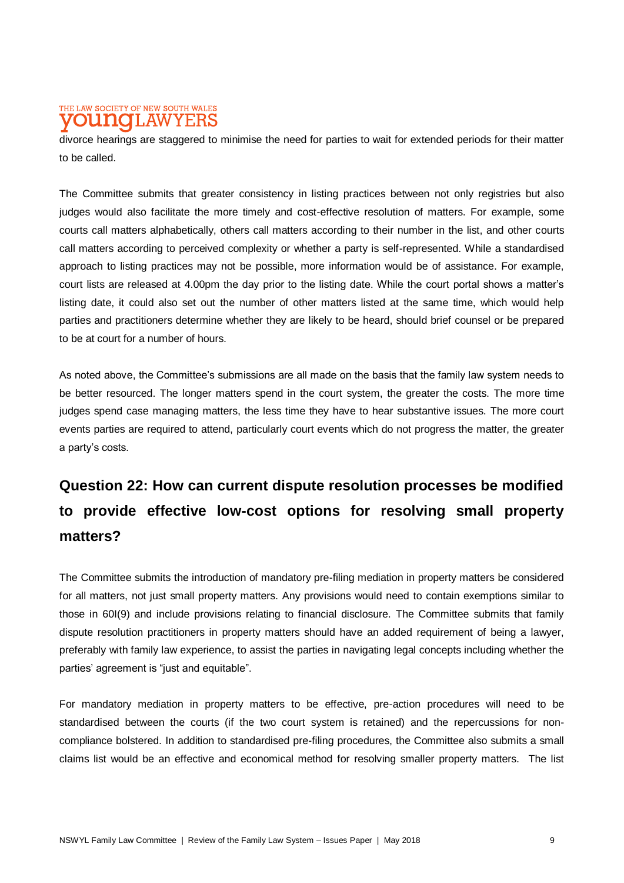divorce hearings are staggered to minimise the need for parties to wait for extended periods for their matter to be called.

The Committee submits that greater consistency in listing practices between not only registries but also judges would also facilitate the more timely and cost-effective resolution of matters. For example, some courts call matters alphabetically, others call matters according to their number in the list, and other courts call matters according to perceived complexity or whether a party is self-represented. While a standardised approach to listing practices may not be possible, more information would be of assistance. For example, court lists are released at 4.00pm the day prior to the listing date. While the court portal shows a matter's listing date, it could also set out the number of other matters listed at the same time, which would help parties and practitioners determine whether they are likely to be heard, should brief counsel or be prepared to be at court for a number of hours.

As noted above, the Committee's submissions are all made on the basis that the family law system needs to be better resourced. The longer matters spend in the court system, the greater the costs. The more time judges spend case managing matters, the less time they have to hear substantive issues. The more court events parties are required to attend, particularly court events which do not progress the matter, the greater a party's costs.

## Question 22: How can current dispute resolution processes be modified to provide effective low-cost options for resolving small property matters?

The Committee submits the introduction of mandatory pre-filing mediation in property matters be considered for all matters, not just small property matters. Any provisions would need to contain exemptions similar to those in 60I(9) and include provisions relating to financial disclosure. The Committee submits that family dispute resolution practitioners in property matters should have an added requirement of being a lawyer, preferably with family law experience, to assist the parties in navigating legal concepts including whether the parties' agreement is "just and equitable".

For mandatory mediation in property matters to be effective, pre-action procedures will need to be standardised between the courts (if the two court system is retained) and the repercussions for non-compliance bolstered. In addition to standardised pre-filing procedures, the Committee also submits a small claims list would be an effective and economical method for resolving smaller property matters. The list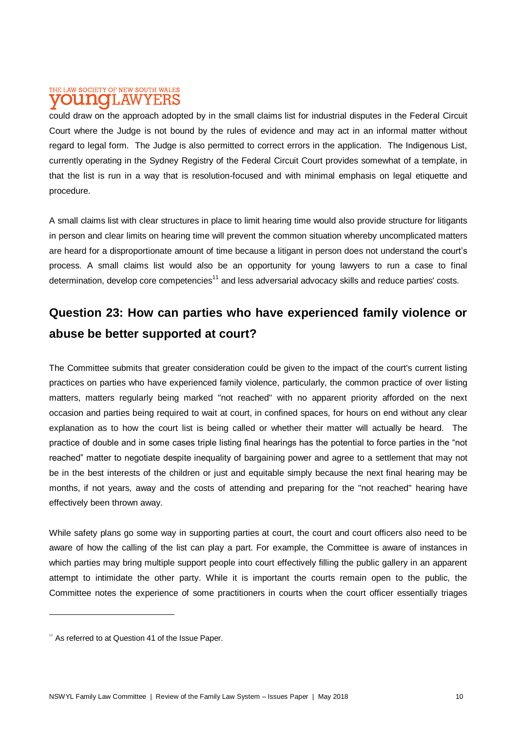could draw on the approach adopted by in the small claims list for industrial disputes in the Federal Circuit Court where the Judge is not bound by the rules of evidence and may act in an informal matter without regard to legal form. The Judge is also permitted to correct errors in the application. The Indigenous List, currently operating in the Sydney Registry of the Federal Circuit Court provides somewhat of a template, in that the list is run in a way that is resolution-focused and with minimal emphasis on legal etiquette and procedure.

A small claims list with clear structures in place to limit hearing time would also provide structure for litigants in person and clear limits on hearing time will prevent the common situation whereby uncomplicated matters are heard for a disproportionate amount of time because a litigant in person does not understand the court's process. A small claims list would also be an opportunity for young lawyers to run a case to final determination, develop core competencies[11] and less adversarial advocacy skills and reduce parties' costs.

## Question 23: How can parties who have experienced family violence or abuse be better supported at court?

The Committee submits that greater consideration could be given to the impact of the court's current listing practices on parties who have experienced family violence, particularly, the common practice of over listing matters, matters regularly being marked "not reached" with no apparent priority afforded on the next occasion and parties being required to wait at court, in confined spaces, for hours on end without any clear explanation as to how the court list is being called or whether their matter will actually be heard. The practice of double and in some cases triple listing final hearings has the potential to force parties in the "not reached" matter to negotiate despite inequality of bargaining power and agree to a settlement that may not be in the best interests of the children or just and equitable simply because the next final hearing may be months, if not years, away and the costs of attending and preparing for the "not reached" hearing have effectively been thrown away.

While safety plans go some way in supporting parties at court, the court and court officers also need to be aware of how the calling of the list can play a part. For example, the Committee is aware of instances in which parties may bring multiple support people into court effectively filling the public gallery in an apparent attempt to intimidate the other party. While it is important the courts remain open to the public, the Committee notes the experience of some practitioners in courts when the court officer essentially triages

---

[11] As referred to at Question 41 of the Issue Paper.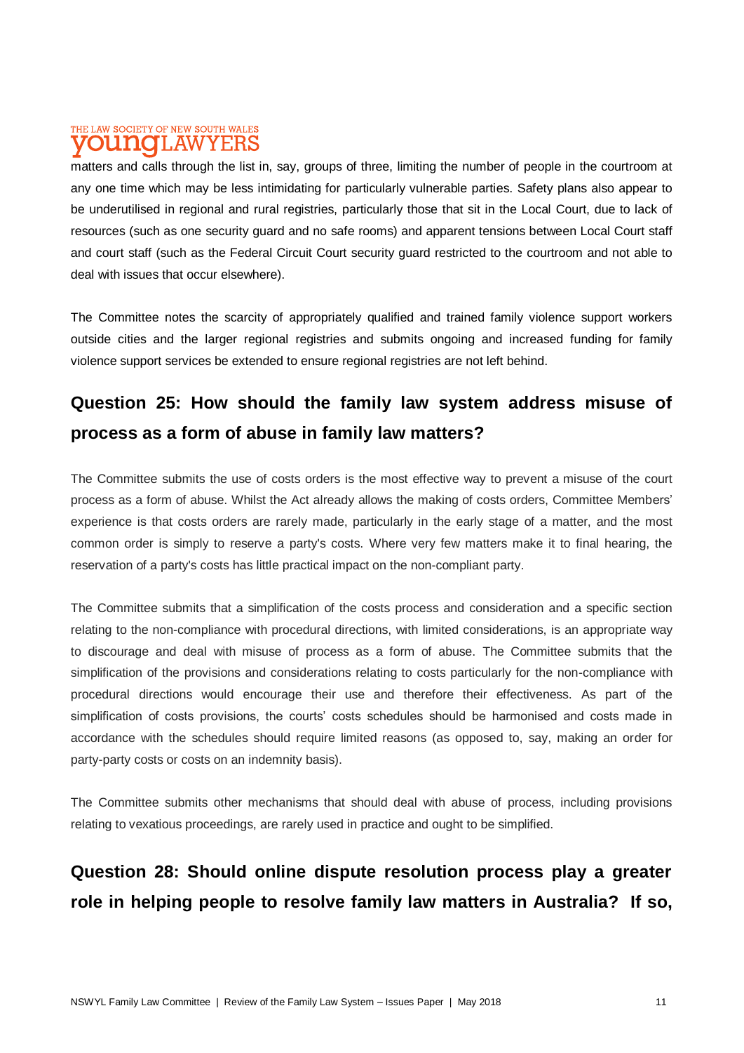matters and calls through the list in, say, groups of three, limiting the number of people in the courtroom at any one time which may be less intimidating for particularly vulnerable parties. Safety plans also appear to be underutilised in regional and rural registries, particularly those that sit in the Local Court, due to lack of resources (such as one security guard and no safe rooms) and apparent tensions between Local Court staff and court staff (such as the Federal Circuit Court security guard restricted to the courtroom and not able to deal with issues that occur elsewhere).

The Committee notes the scarcity of appropriately qualified and trained family violence support workers outside cities and the larger regional registries and submits ongoing and increased funding for family violence support services be extended to ensure regional registries are not left behind.

## Question 25: How should the family law system address misuse of process as a form of abuse in family law matters?

The Committee submits the use of costs orders is the most effective way to prevent a misuse of the court process as a form of abuse. Whilst the Act already allows the making of costs orders, Committee Members' experience is that costs orders are rarely made, particularly in the early stage of a matter, and the most common order is simply to reserve a party's costs. Where very few matters make it to final hearing, the reservation of a party's costs has little practical impact on the non-compliant party.

The Committee submits that a simplification of the costs process and consideration and a specific section relating to the non-compliance with procedural directions, with limited considerations, is an appropriate way to discourage and deal with misuse of process as a form of abuse. The Committee submits that the simplification of the provisions and considerations relating to costs particularly for the non-compliance with procedural directions would encourage their use and therefore their effectiveness. As part of the simplification of costs provisions, the courts' costs schedules should be harmonised and costs made in accordance with the schedules should require limited reasons (as opposed to, say, making an order for party-party costs or costs on an indemnity basis).

The Committee submits other mechanisms that should deal with abuse of process, including provisions relating to vexatious proceedings, are rarely used in practice and ought to be simplified.

## Question 28: Should online dispute resolution process play a greater role in helping people to resolve family law matters in Australia? If so,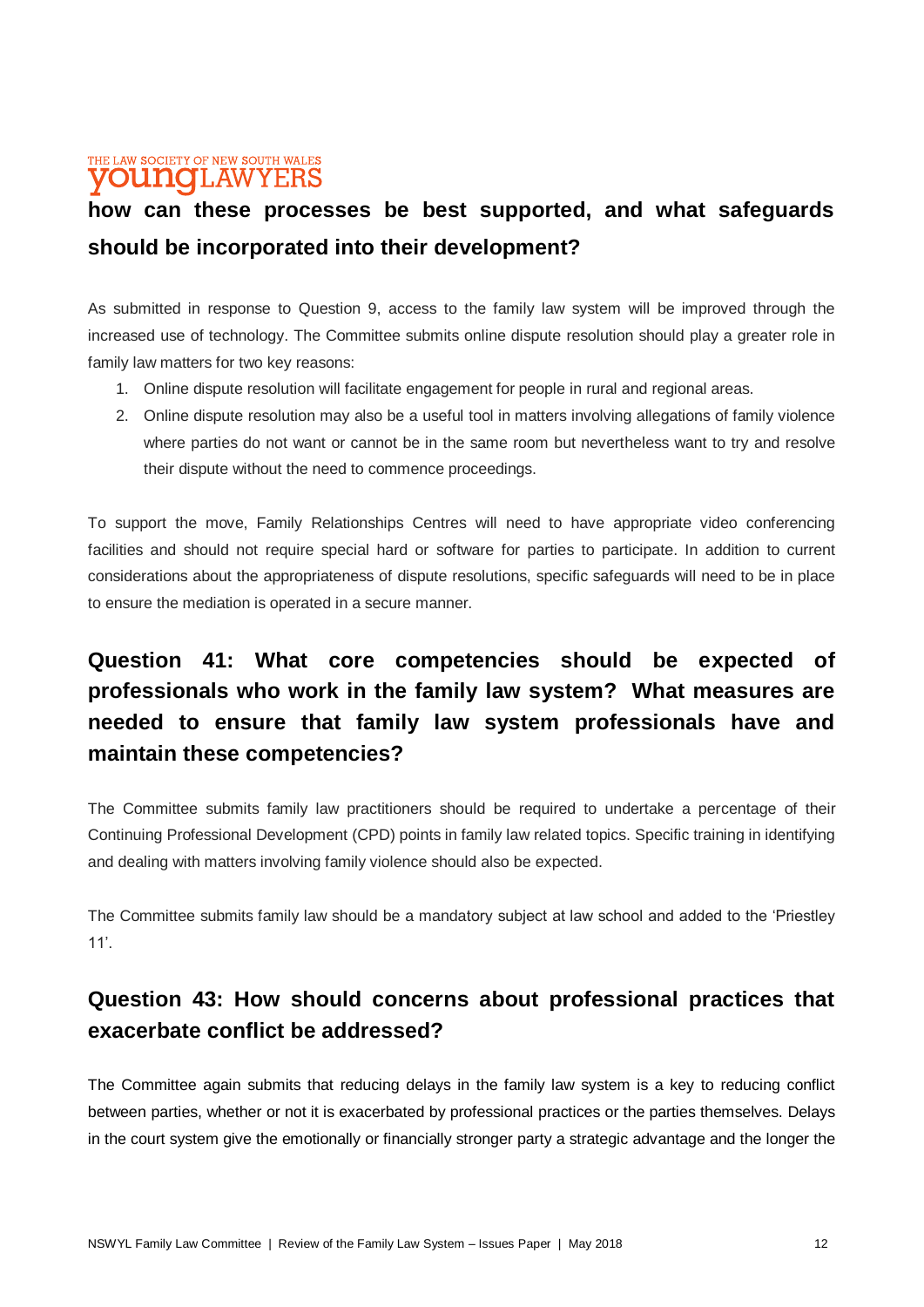## how can these processes be best supported, and what safeguards should be incorporated into their development?

As submitted in response to Question 9, access to the family law system will be improved through the increased use of technology. The Committee submits online dispute resolution should play a greater role in family law matters for two key reasons:

1. Online dispute resolution will facilitate engagement for people in rural and regional areas.
2. Online dispute resolution may also be a useful tool in matters involving allegations of family violence where parties do not want or cannot be in the same room but nevertheless want to try and resolve their dispute without the need to commence proceedings.

To support the move, Family Relationships Centres will need to have appropriate video conferencing facilities and should not require special hard or software for parties to participate. In addition to current considerations about the appropriateness of dispute resolutions, specific safeguards will need to be in place to ensure the mediation is operated in a secure manner.

## Question 41: What core competencies should be expected of professionals who work in the family law system? What measures are needed to ensure that family law system professionals have and maintain these competencies?

The Committee submits family law practitioners should be required to undertake a percentage of their Continuing Professional Development (CPD) points in family law related topics. Specific training in identifying and dealing with matters involving family violence should also be expected.

The Committee submits family law should be a mandatory subject at law school and added to the 'Priestley 11'.

## Question 43: How should concerns about professional practices that exacerbate conflict be addressed?

The Committee again submits that reducing delays in the family law system is a key to reducing conflict between parties, whether or not it is exacerbated by professional practices or the parties themselves. Delays in the court system give the emotionally or financially stronger party a strategic advantage and the longer the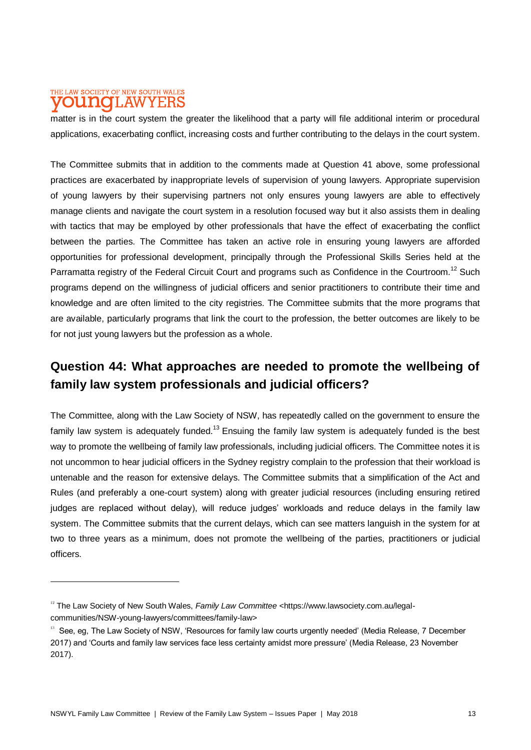matter is in the court system the greater the likelihood that a party will file additional interim or procedural applications, exacerbating conflict, increasing costs and further contributing to the delays in the court system.

The Committee submits that in addition to the comments made at Question 41 above, some professional practices are exacerbated by inappropriate levels of supervision of young lawyers. Appropriate supervision of young lawyers by their supervising partners not only ensures young lawyers are able to effectively manage clients and navigate the court system in a resolution focused way but it also assists them in dealing with tactics that may be employed by other professionals that have the effect of exacerbating the conflict between the parties. The Committee has taken an active role in ensuring young lawyers are afforded opportunities for professional development, principally through the Professional Skills Series held at the Parramatta registry of the Federal Circuit Court and programs such as Confidence in the Courtroom.[12] Such programs depend on the willingness of judicial officers and senior practitioners to contribute their time and knowledge and are often limited to the city registries. The Committee submits that the more programs that are available, particularly programs that link the court to the profession, the better outcomes are likely to be for not just young lawyers but the profession as a whole.

## Question 44: What approaches are needed to promote the wellbeing of family law system professionals and judicial officers?

The Committee, along with the Law Society of NSW, has repeatedly called on the government to ensure the family law system is adequately funded.[13] Ensuing the family law system is adequately funded is the best way to promote the wellbeing of family law professionals, including judicial officers. The Committee notes it is not uncommon to hear judicial officers in the Sydney registry complain to the profession that their workload is untenable and the reason for extensive delays. The Committee submits that a simplification of the Act and Rules (and preferably a one-court system) along with greater judicial resources (including ensuring retired judges are replaced without delay), will reduce judges' workloads and reduce delays in the family law system. The Committee submits that the current delays, which can see matters languish in the system for at two to three years as a minimum, does not promote the wellbeing of the parties, practitioners or judicial officers.

---

[12] The Law Society of New South Wales, *Family Law Committee* <https://www.lawsociety.com.au/legal-communities/NSW-young-lawyers/committees/family-law>

[13] See, eg, The Law Society of NSW, 'Resources for family law courts urgently needed' (Media Release, 7 December 2017) and 'Courts and family law services face less certainty amidst more pressure' (Media Release, 23 November 2017).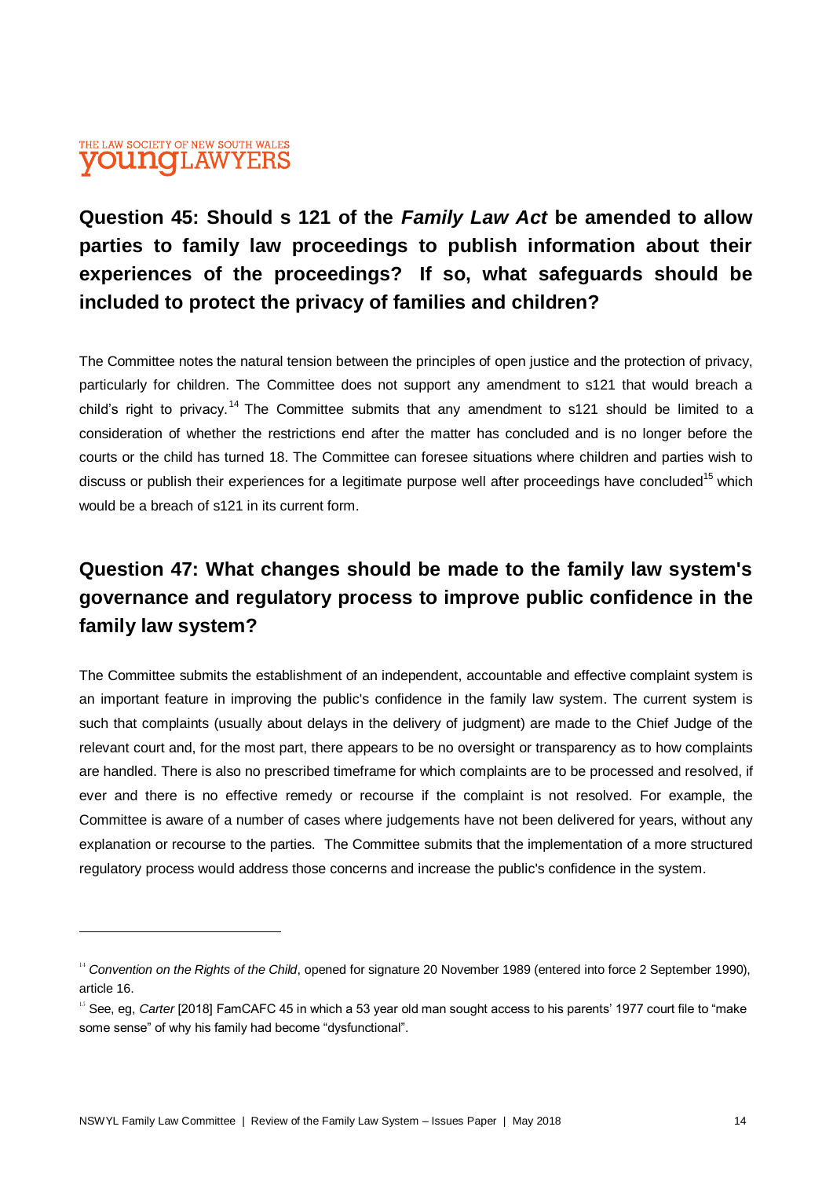## Question 45: Should s 121 of the *Family Law Act* be amended to allow parties to family law proceedings to publish information about their experiences of the proceedings? If so, what safeguards should be included to protect the privacy of families and children?

The Committee notes the natural tension between the principles of open justice and the protection of privacy, particularly for children. The Committee does not support any amendment to s121 that would breach a child's right to privacy.[14] The Committee submits that any amendment to s121 should be limited to a consideration of whether the restrictions end after the matter has concluded and is no longer before the courts or the child has turned 18. The Committee can foresee situations where children and parties wish to discuss or publish their experiences for a legitimate purpose well after proceedings have concluded[15] which would be a breach of s121 in its current form.

## Question 47: What changes should be made to the family law system's governance and regulatory process to improve public confidence in the family law system?

The Committee submits the establishment of an independent, accountable and effective complaint system is an important feature in improving the public's confidence in the family law system. The current system is such that complaints (usually about delays in the delivery of judgment) are made to the Chief Judge of the relevant court and, for the most part, there appears to be no oversight or transparency as to how complaints are handled. There is also no prescribed timeframe for which complaints are to be processed and resolved, if ever and there is no effective remedy or recourse if the complaint is not resolved. For example, the Committee is aware of a number of cases where judgements have not been delivered for years, without any explanation or recourse to the parties. The Committee submits that the implementation of a more structured regulatory process would address those concerns and increase the public's confidence in the system.

---

[14] *Convention on the Rights of the Child*, opened for signature 20 November 1989 (entered into force 2 September 1990), article 16.

[15] See, eg, *Carter* [2018] FamCAFC 45 in which a 53 year old man sought access to his parents' 1977 court file to "make some sense" of why his family had become "dysfunctional".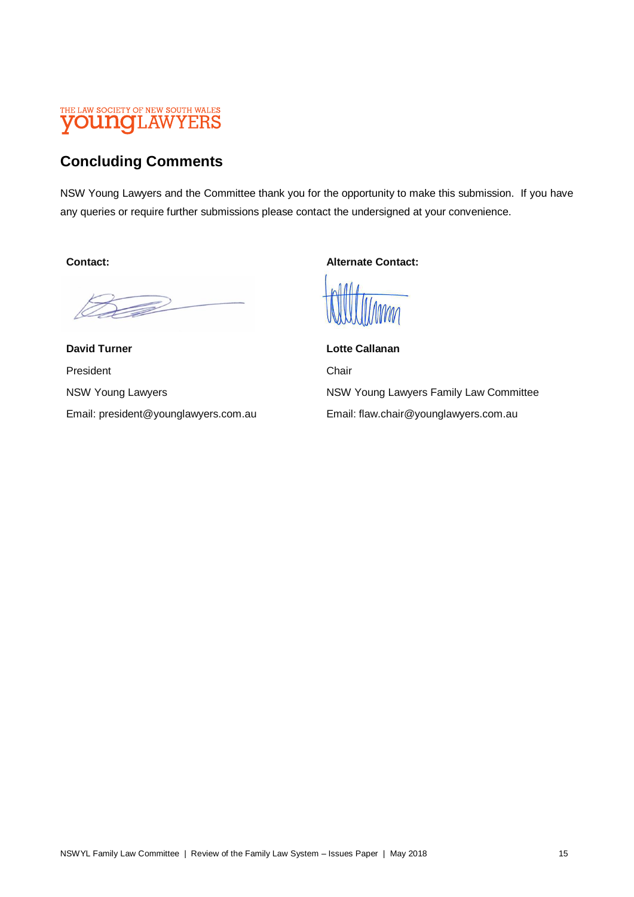THE LAW SOCIETY OF NEW SOUTH WALES
youngLAWYERS

## Concluding Comments

NSW Young Lawyers and the Committee thank you for the opportunity to make this submission. If you have any queries or require further submissions please contact the undersigned at your convenience.

**Contact:**

**David Turner**

President

NSW Young Lawyers

Email: president@younglawyers.com.au

**Alternate Contact:**

**Lotte Callanan**

Chair

NSW Young Lawyers Family Law Committee

Email: flaw.chair@younglawyers.com.au